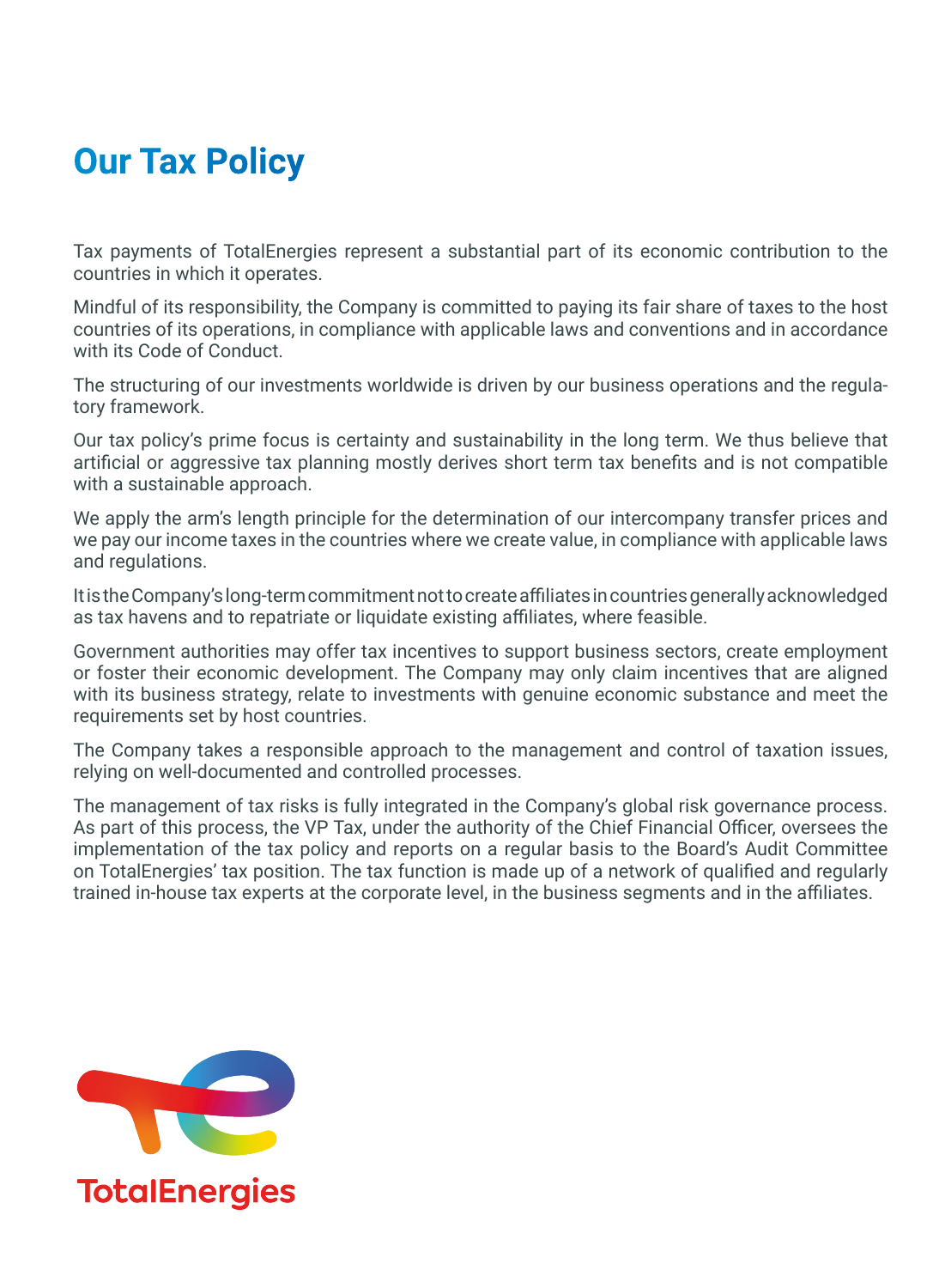# Our Tax Policy

Tax payments of TotalEnergies represent a substantial part of its economic contribution to the countries in which it operates.

Mindful of its responsibility, the Company is committed to paying its fair share of taxes to the host countries of its operations, in compliance with applicable laws and conventions and in accordance with its Code of Conduct.

The structuring of our investments worldwide is driven by our business operations and the regulatory framework.

Our tax policy's prime focus is certainty and sustainability in the long term. We thus believe that artificial or aggressive tax planning mostly derives short term tax benefits and is not compatible with a sustainable approach.

We apply the arm's length principle for the determination of our intercompany transfer prices and we pay our income taxes in the countries where we create value, in compliance with applicable laws and regulations.

It is the Company's long-term commitment not to create affiliates in countries generally acknowledged as tax havens and to repatriate or liquidate existing affiliates, where feasible.

Government authorities may offer tax incentives to support business sectors, create employment or foster their economic development. The Company may only claim incentives that are aligned with its business strategy, relate to investments with genuine economic substance and meet the requirements set by host countries.

The Company takes a responsible approach to the management and control of taxation issues, relying on well-documented and controlled processes.

The management of tax risks is fully integrated in the Company's global risk governance process. As part of this process, the VP Tax, under the authority of the Chief Financial Officer, oversees the implementation of the tax policy and reports on a regular basis to the Board's Audit Committee on TotalEnergies' tax position. The tax function is made up of a network of qualified and regularly trained in-house tax experts at the corporate level, in the business segments and in the affiliates.

TotalEnergies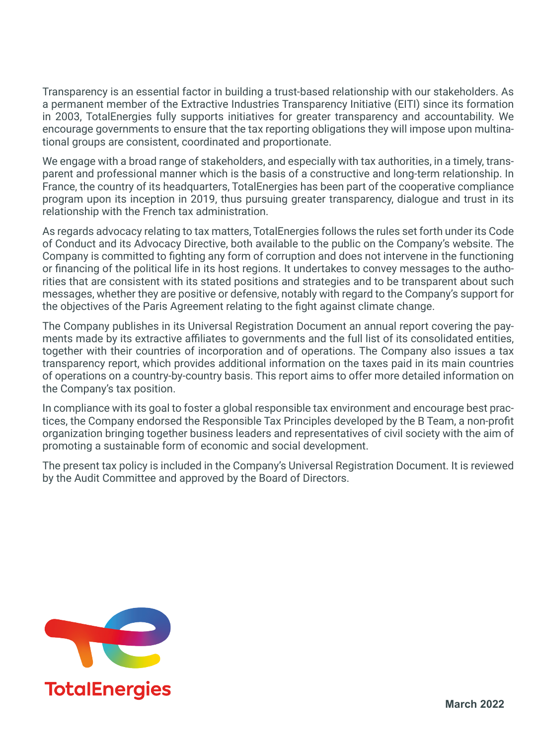Transparency is an essential factor in building a trust-based relationship with our stakeholders. As a permanent member of the Extractive Industries Transparency Initiative (EITI) since its formation in 2003, TotalEnergies fully supports initiatives for greater transparency and accountability. We encourage governments to ensure that the tax reporting obligations they will impose upon multinational groups are consistent, coordinated and proportionate.

We engage with a broad range of stakeholders, and especially with tax authorities, in a timely, transparent and professional manner which is the basis of a constructive and long-term relationship. In France, the country of its headquarters, TotalEnergies has been part of the cooperative compliance program upon its inception in 2019, thus pursuing greater transparency, dialogue and trust in its relationship with the French tax administration.

As regards advocacy relating to tax matters, TotalEnergies follows the rules set forth under its Code of Conduct and its Advocacy Directive, both available to the public on the Company's website. The Company is committed to fighting any form of corruption and does not intervene in the functioning or financing of the political life in its host regions. It undertakes to convey messages to the authorities that are consistent with its stated positions and strategies and to be transparent about such messages, whether they are positive or defensive, notably with regard to the Company's support for the objectives of the Paris Agreement relating to the fight against climate change.

The Company publishes in its Universal Registration Document an annual report covering the payments made by its extractive affiliates to governments and the full list of its consolidated entities, together with their countries of incorporation and of operations. The Company also issues a tax transparency report, which provides additional information on the taxes paid in its main countries of operations on a country-by-country basis. This report aims to offer more detailed information on the Company's tax position.

In compliance with its goal to foster a global responsible tax environment and encourage best practices, the Company endorsed the Responsible Tax Principles developed by the B Team, a non-profit organization bringing together business leaders and representatives of civil society with the aim of promoting a sustainable form of economic and social development.

The present tax policy is included in the Company's Universal Registration Document. It is reviewed by the Audit Committee and approved by the Board of Directors.

TotalEnergies

**March 2022**